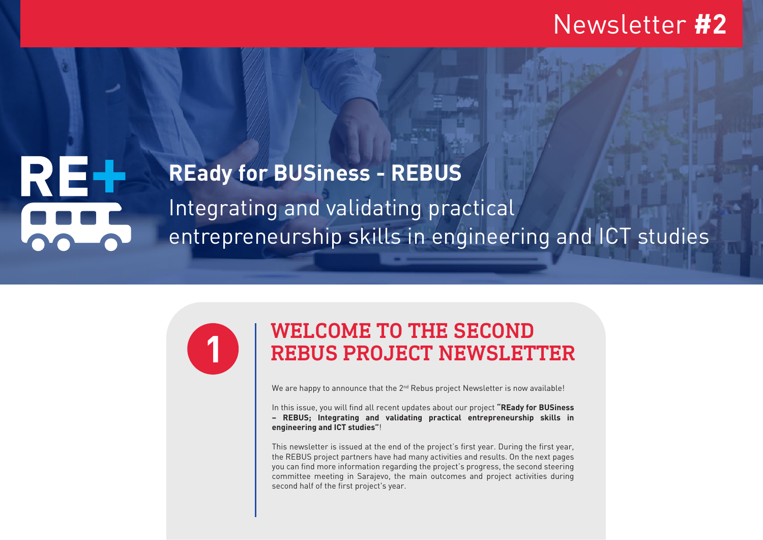Newsletter **#2**

# REady for BUSiness - REBUS

Integrating and validating practical entrepreneurship skills in engineering and ICT studies

## 1 WELCOME TO THE SECOND REBUS PROJECT NEWSLETTER

We are happy to announce that the 2nd Rebus project Newsletter is now available!

In this issue, you will find all recent updates about our project **"REady for BUSiness – REBUS; Integrating and validating practical entrepreneurship skills in engineering and ICT studies"**!

This newsletter is issued at the end of the project's first year. During the first year, the REBUS project partners have had many activities and results. On the next pages you can find more information regarding the project's progress, the second steering committee meeting in Sarajevo, the main outcomes and project activities during second half of the first project's year.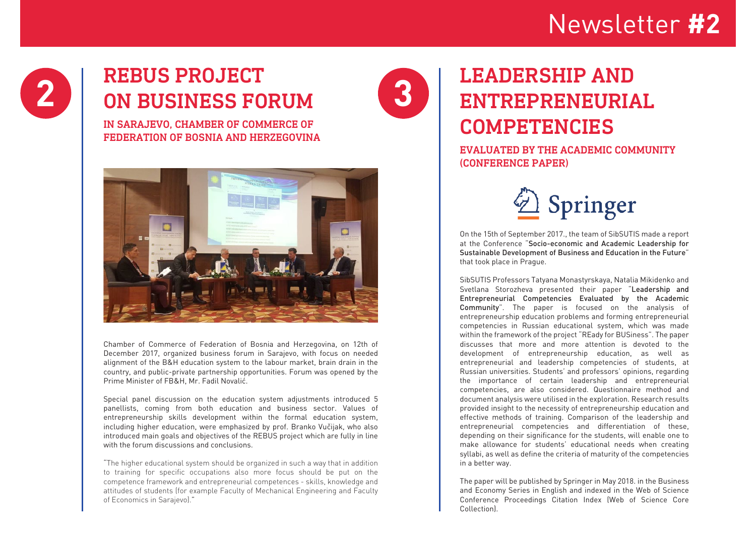## 2 REBUS PROJECT ON BUSINESS FORUM

### IN SARAJEVO, CHAMBER OF COMMERCE OF FEDERATION OF BOSNIA AND HERZEGOVINA

Chamber of Commerce of Federation of Bosnia and Herzegovina, on 12th of December 2017, organized business forum in Sarajevo, with focus on needed alignment of the B&H education system to the labour market, brain drain in the country, and public-private partnership opportunities. Forum was opened by the Prime Minister of FB&H, Mr. Fadil Novalić.

Special panel discussion on the education system adjustments introduced 5 panellists, coming from both education and business sector. Values of entrepreneurship skills development within the formal education system, including higher education, were emphasized by prof. Branko Vučijak, who also introduced main goals and objectives of the REBUS project which are fully in line with the forum discussions and conclusions.

"The higher educational system should be organized in such a way that in addition to training for specific occupations also more focus should be put on the competence framework and entrepreneurial competences - skills, knowledge and attitudes of students (for example Faculty of Mechanical Engineering and Faculty of Economics in Sarajevo)."

## 3 LEADERSHIP AND ENTREPRENEURIAL COMPETENCIES

### EVALUATED BY THE ACADEMIC COMMUNITY (CONFERENCE PAPER)

Springer

On the 15th of September 2017., the team of SibSUTIS made a report at the Conference "Socio-economic and Academic Leadership for Sustainable Development of Business and Education in the Future" that took place in Prague.

SibSUTIS Professors Tatyana Monastyrskaya, Natalia Mikidenko and Svetlana Storozheva presented their paper "Leadership and Entrepreneurial Competencies Evaluated by the Academic Community". The paper is focused on the analysis of entrepreneurship education problems and forming entrepreneurial competencies in Russian educational system, which was made within the framework of the project "REady for BUSiness". The paper discusses that more and more attention is devoted to the development of entrepreneurship education, as well as entrepreneurial and leadership competencies of students, at Russian universities. Students' and professors' opinions, regarding the importance of certain leadership and entrepreneurial competencies, are also considered. Questionnaire method and document analysis were utilised in the exploration. Research results provided insight to the necessity of entrepreneurship education and effective methods of training. Comparison of the leadership and entrepreneurial competencies and differentiation of these, depending on their significance for the students, will enable one to make allowance for students' educational needs when creating syllabi, as well as define the criteria of maturity of the competencies in a better way.

The paper will be published by Springer in May 2018. in the Business and Economy Series in English and indexed in the Web of Science Conference Proceedings Citation Index (Web of Science Core Collection).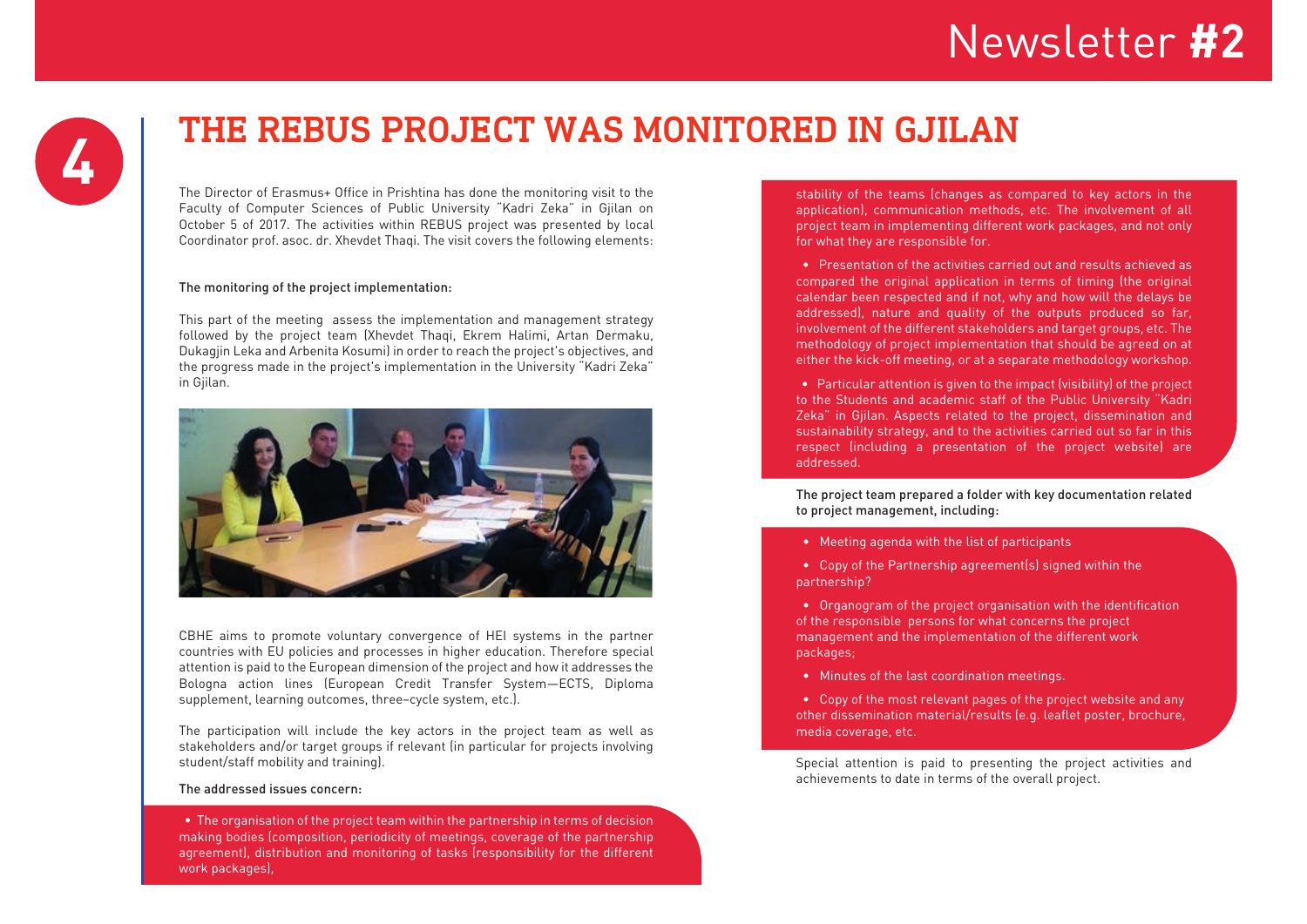# THE REBUS PROJECT WAS MONITORED IN GJILAN

The Director of Erasmus+ Office in Prishtina has done the monitoring visit to the Faculty of Computer Sciences of Public University "Kadri Zeka" in Gjilan on October 5 of 2017. The activities within REBUS project was presented by local Coordinator prof. asoc. dr. Xhevdet Thaqi. The visit covers the following elements:

**The monitoring of the project implementation:**

This part of the meeting assess the implementation and management strategy followed by the project team (Xhevdet Thaqi, Ekrem Halimi, Artan Dermaku, Dukagjin Leka and Arbenita Kosumi) in order to reach the project's objectives, and the progress made in the project's implementation in the University "Kadri Zeka" in Gjilan.

CBHE aims to promote voluntary convergence of HEI systems in the partner countries with EU policies and processes in higher education. Therefore special attention is paid to the European dimension of the project and how it addresses the Bologna action lines (European Credit Transfer System—ECTS, Diploma supplement, learning outcomes, three–cycle system, etc.).

The participation will include the key actors in the project team as well as stakeholders and/or target groups if relevant (in particular for projects involving student/staff mobility and training).

**The addressed issues concern:**

- The organisation of the project team within the partnership in terms of decision making bodies (composition, periodicity of meetings, coverage of the partnership agreement), distribution and monitoring of tasks (responsibility for the different work packages), stability of the teams (changes as compared to key actors in the application), communication methods, etc. The involvement of all project team in implementing different work packages, and not only for what they are responsible for.
- Presentation of the activities carried out and results achieved as compared the original application in terms of timing (the original calendar been respected and if not, why and how will the delays be addressed), nature and quality of the outputs produced so far, involvement of the different stakeholders and target groups, etc. The methodology of project implementation that should be agreed on at either the kick-off meeting, or at a separate methodology workshop.
- Particular attention is given to the impact (visibility) of the project to the Students and academic staff of the Public University "Kadri Zeka" in Gjilan. Aspects related to the project, dissemination and sustainability strategy, and to the activities carried out so far in this respect (including a presentation of the project website) are addressed.

**The project team prepared a folder with key documentation related to project management, including:**

- Meeting agenda with the list of participants
- Copy of the Partnership agreement(s) signed within the partnership?
- Organogram of the project organisation with the identification of the responsible persons for what concerns the project management and the implementation of the different work packages;
- Minutes of the last coordination meetings.
- Copy of the most relevant pages of the project website and any other dissemination material/results (e.g. leaflet poster, brochure, media coverage, etc.

Special attention is paid to presenting the project activities and achievements to date in terms of the overall project.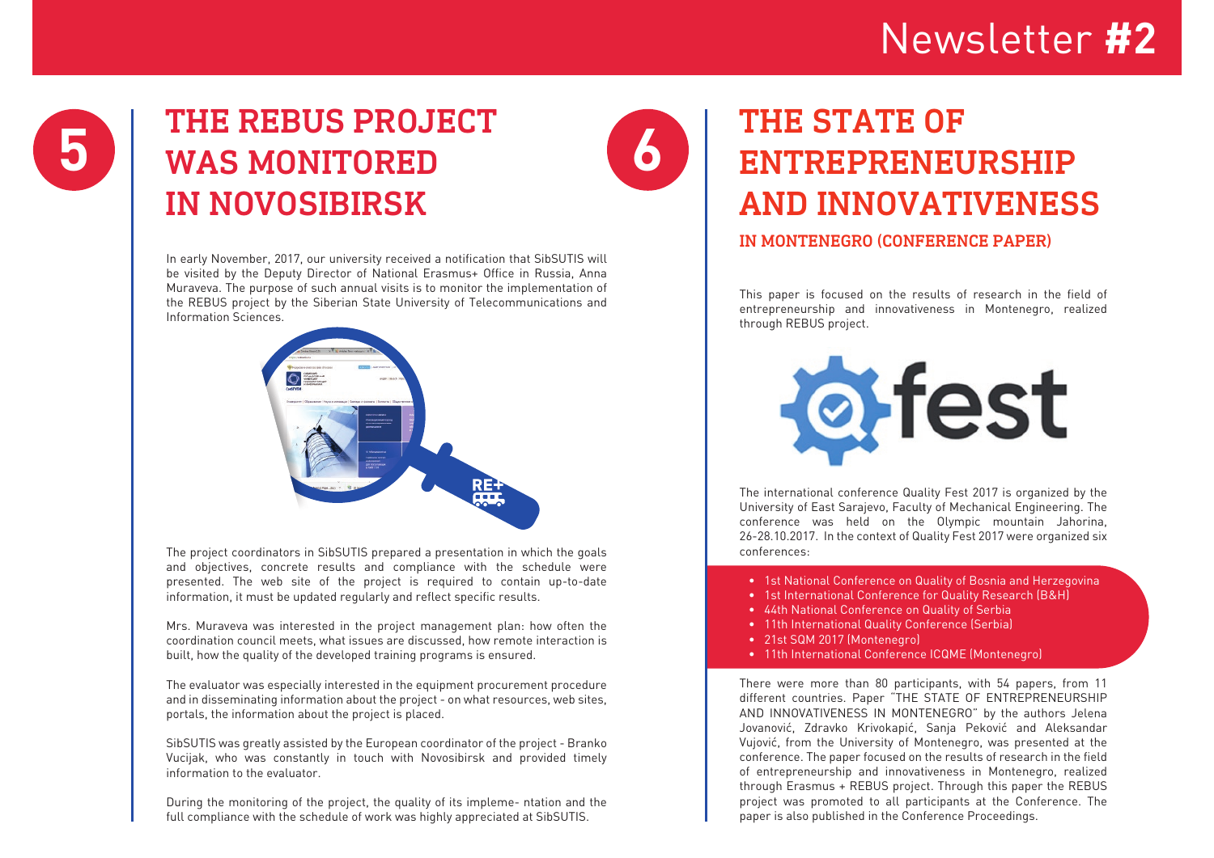# 5 THE REBUS PROJECT WAS MONITORED IN NOVOSIBIRSK

In early November, 2017, our university received a notification that SibSUTIS will be visited by the Deputy Director of National Erasmus+ Office in Russia, Anna Muraveva. The purpose of such annual visits is to monitor the implementation of the REBUS project by the Siberian State University of Telecommunications and Information Sciences.

The project coordinators in SibSUTIS prepared a presentation in which the goals and objectives, concrete results and compliance with the schedule were presented. The web site of the project is required to contain up-to-date information, it must be updated regularly and reflect specific results.

Mrs. Muraveva was interested in the project management plan: how often the coordination council meets, what issues are discussed, how remote interaction is built, how the quality of the developed training programs is ensured.

The evaluator was especially interested in the equipment procurement procedure and in disseminating information about the project - on what resources, web sites, portals, the information about the project is placed.

SibSUTIS was greatly assisted by the European coordinator of the project - Branko Vucijak, who was constantly in touch with Novosibirsk and provided timely information to the evaluator.

During the monitoring of the project, the quality of its impleme- ntation and the full compliance with the schedule of work was highly appreciated at SibSUTIS.

# 6 THE STATE OF ENTREPRENEURSHIP AND INNOVATIVENESS

## IN MONTENEGRO (CONFERENCE PAPER)

This paper is focused on the results of research in the field of entrepreneurship and innovativeness in Montenegro, realized through REBUS project.

The international conference Quality Fest 2017 is organized by the University of East Sarajevo, Faculty of Mechanical Engineering. The conference was held on the Olympic mountain Jahorina, 26-28.10.2017. In the context of Quality Fest 2017 were organized six conferences:

- 1st National Conference on Quality of Bosnia and Herzegovina
- 1st International Conference for Quality Research (B&H)
- 44th National Conference on Quality of Serbia
- 11th International Quality Conference (Serbia)
- 21st SQM 2017 (Montenegro)
- 11th International Conference ICQME (Montenegro)

There were more than 80 participants, with 54 papers, from 11 different countries. Paper "THE STATE OF ENTREPRENEURSHIP AND INNOVATIVENESS IN MONTENEGRO" by the authors Jelena Jovanović, Zdravko Krivokapić, Sanja Peković and Aleksandar Vujović, from the University of Montenegro, was presented at the conference. The paper focused on the results of research in the field of entrepreneurship and innovativeness in Montenegro, realized through Erasmus + REBUS project. Through this paper the REBUS project was promoted to all participants at the Conference. The paper is also published in the Conference Proceedings.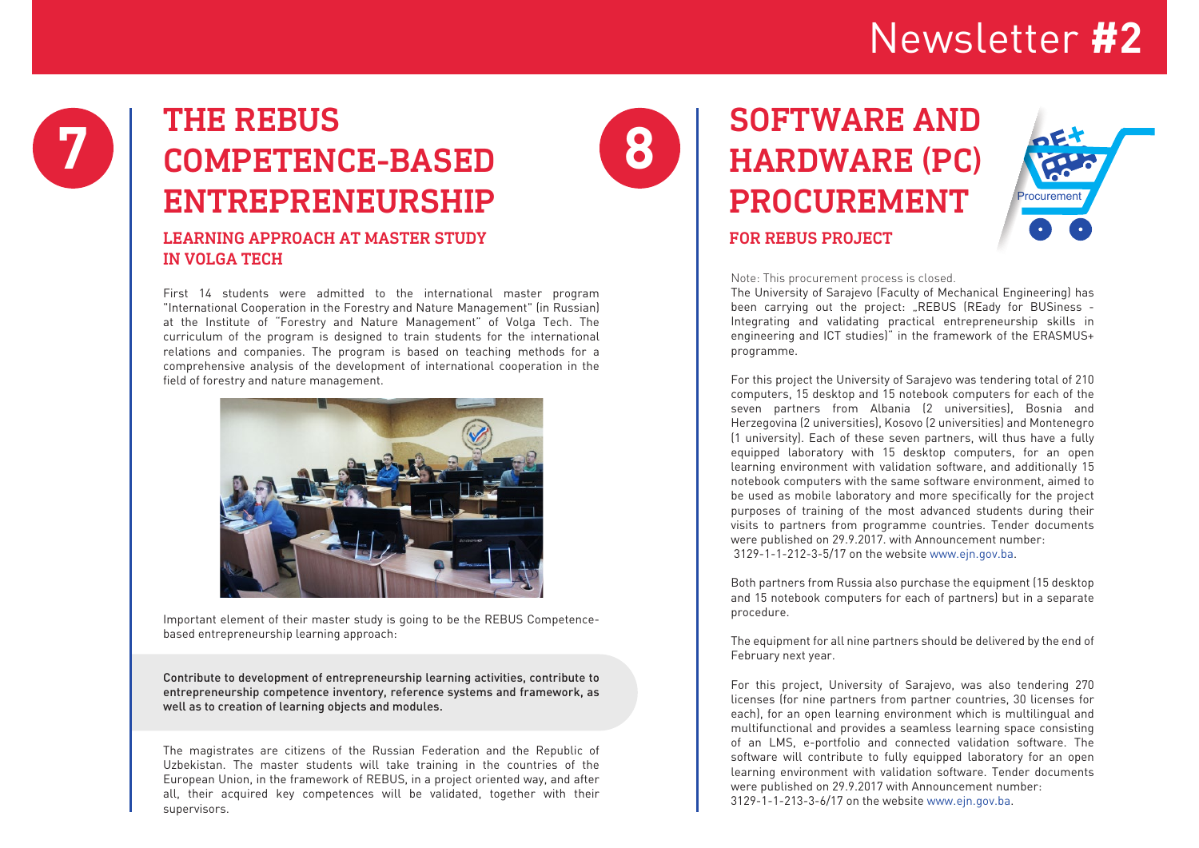# 7 THE REBUS COMPETENCE-BASED ENTREPRENEURSHIP

## LEARNING APPROACH AT MASTER STUDY IN VOLGA TECH

First 14 students were admitted to the international master program "International Cooperation in the Forestry and Nature Management" (in Russian) at the Institute of "Forestry and Nature Management" of Volga Tech. The curriculum of the program is designed to train students for the international relations and companies. The program is based on teaching methods for a comprehensive analysis of the development of international cooperation in the field of forestry and nature management.

Important element of their master study is going to be the REBUS Competence-based entrepreneurship learning approach:

**Contribute to development of entrepreneurship learning activities, contribute to entrepreneurship competence inventory, reference systems and framework, as well as to creation of learning objects and modules.**

The magistrates are citizens of the Russian Federation and the Republic of Uzbekistan. The master students will take training in the countries of the European Union, in the framework of REBUS, in a project oriented way, and after all, their acquired key competences will be validated, together with their supervisors.

# 8 SOFTWARE AND HARDWARE (PC) PROCUREMENT

## FOR REBUS PROJECT

Note: This procurement process is closed.

The University of Sarajevo (Faculty of Mechanical Engineering) has been carrying out the project: „REBUS (REady for BUSiness - Integrating and validating practical entrepreneurship skills in engineering and ICT studies)" in the framework of the ERASMUS+ programme.

For this project the University of Sarajevo was tendering total of 210 computers, 15 desktop and 15 notebook computers for each of the seven partners from Albania (2 universities), Bosnia and Herzegovina (2 universities), Kosovo (2 universities) and Montenegro (1 university). Each of these seven partners, will thus have a fully equipped laboratory with 15 desktop computers, for an open learning environment with validation software, and additionally 15 notebook computers with the same software environment, aimed to be used as mobile laboratory and more specifically for the project purposes of training of the most advanced students during their visits to partners from programme countries. Tender documents were published on 29.9.2017. with Announcement number: 3129-1-1-212-3-5/17 on the website www.ejn.gov.ba.

Both partners from Russia also purchase the equipment (15 desktop and 15 notebook computers for each of partners) but in a separate procedure.

The equipment for all nine partners should be delivered by the end of February next year.

For this project, University of Sarajevo, was also tendering 270 licenses (for nine partners from partner countries, 30 licenses for each), for an open learning environment which is multilingual and multifunctional and provides a seamless learning space consisting of an LMS, e-portfolio and connected validation software. The software will contribute to fully equipped laboratory for an open learning environment with validation software. Tender documents were published on 29.9.2017 with Announcement number: 3129-1-1-213-3-6/17 on the website www.ejn.gov.ba.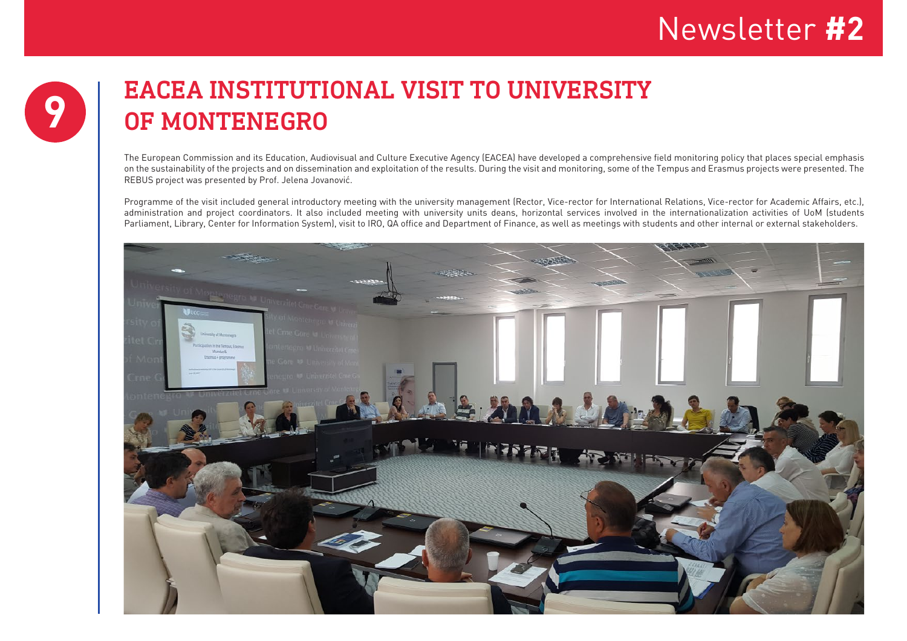# 9 EACEA INSTITUTIONAL VISIT TO UNIVERSITY OF MONTENEGRO

The European Commission and its Education, Audiovisual and Culture Executive Agency (EACEA) have developed a comprehensive field monitoring policy that places special emphasis on the sustainability of the projects and on dissemination and exploitation of the results. During the visit and monitoring, some of the Tempus and Erasmus projects were presented. The REBUS project was presented by Prof. Jelena Jovanović.

Programme of the visit included general introductory meeting with the university management (Rector, Vice-rector for International Relations, Vice-rector for Academic Affairs, etc.), administration and project coordinators. It also included meeting with university units deans, horizontal services involved in the internationalization activities of UoM (students Parliament, Library, Center for Information System), visit to IRO, QA office and Department of Finance, as well as meetings with students and other internal or external stakeholders.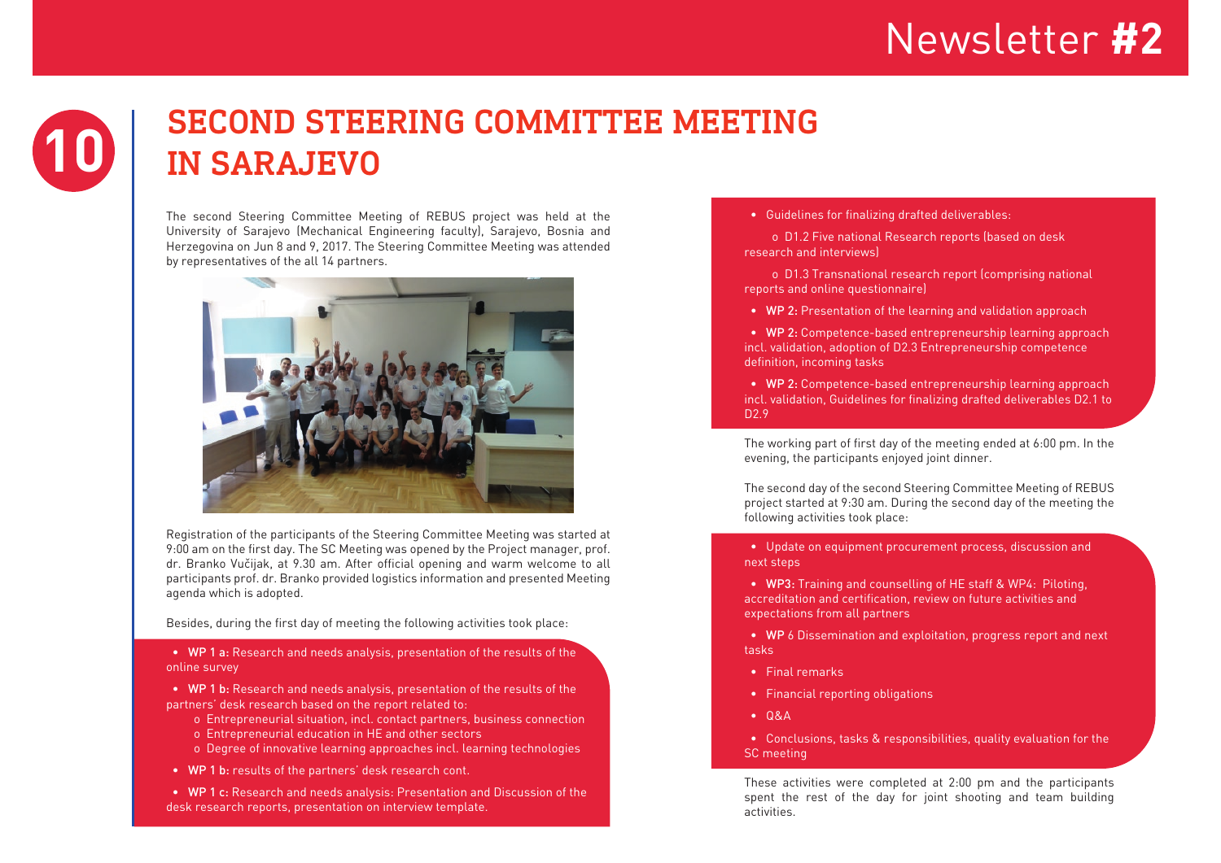# SECOND STEERING COMMITTEE MEETING IN SARAJEVO

The second Steering Committee Meeting of REBUS project was held at the University of Sarajevo (Mechanical Engineering faculty), Sarajevo, Bosnia and Herzegovina on Jun 8 and 9, 2017. The Steering Committee Meeting was attended by representatives of the all 14 partners.

Registration of the participants of the Steering Committee Meeting was started at 9:00 am on the first day. The SC Meeting was opened by the Project manager, prof. dr. Branko Vučijak, at 9.30 am. After official opening and warm welcome to all participants prof. dr. Branko provided logistics information and presented Meeting agenda which is adopted.

Besides, during the first day of meeting the following activities took place:

- **WP 1 a:** Research and needs analysis, presentation of the results of the online survey
- **WP 1 b:** Research and needs analysis, presentation of the results of the partners' desk research based on the report related to:
  - o Entrepreneurial situation, incl. contact partners, business connection
  - o Entrepreneurial education in HE and other sectors
  - o Degree of innovative learning approaches incl. learning technologies
- **WP 1 b:** results of the partners' desk research cont.
- **WP 1 c:** Research and needs analysis: Presentation and Discussion of the desk research reports, presentation on interview template.
- Guidelines for finalizing drafted deliverables:
  - o D1.2 Five national Research reports (based on desk research and interviews)
  - o D1.3 Transnational research report (comprising national reports and online questionnaire)
- **WP 2:** Presentation of the learning and validation approach
- **WP 2:** Competence-based entrepreneurship learning approach incl. validation, adoption of D2.3 Entrepreneurship competence definition, incoming tasks
- **WP 2:** Competence-based entrepreneurship learning approach incl. validation, Guidelines for finalizing drafted deliverables D2.1 to D2.9

The working part of first day of the meeting ended at 6:00 pm. In the evening, the participants enjoyed joint dinner.

The second day of the second Steering Committee Meeting of REBUS project started at 9:30 am. During the second day of the meeting the following activities took place:

- Update on equipment procurement process, discussion and next steps
- **WP3:** Training and counselling of HE staff & WP4: Piloting, accreditation and certification, review on future activities and expectations from all partners
- **WP** 6 Dissemination and exploitation, progress report and next tasks
- Final remarks
- Financial reporting obligations
- Q&A
- Conclusions, tasks & responsibilities, quality evaluation for the SC meeting

These activities were completed at 2:00 pm and the participants spent the rest of the day for joint shooting and team building activities.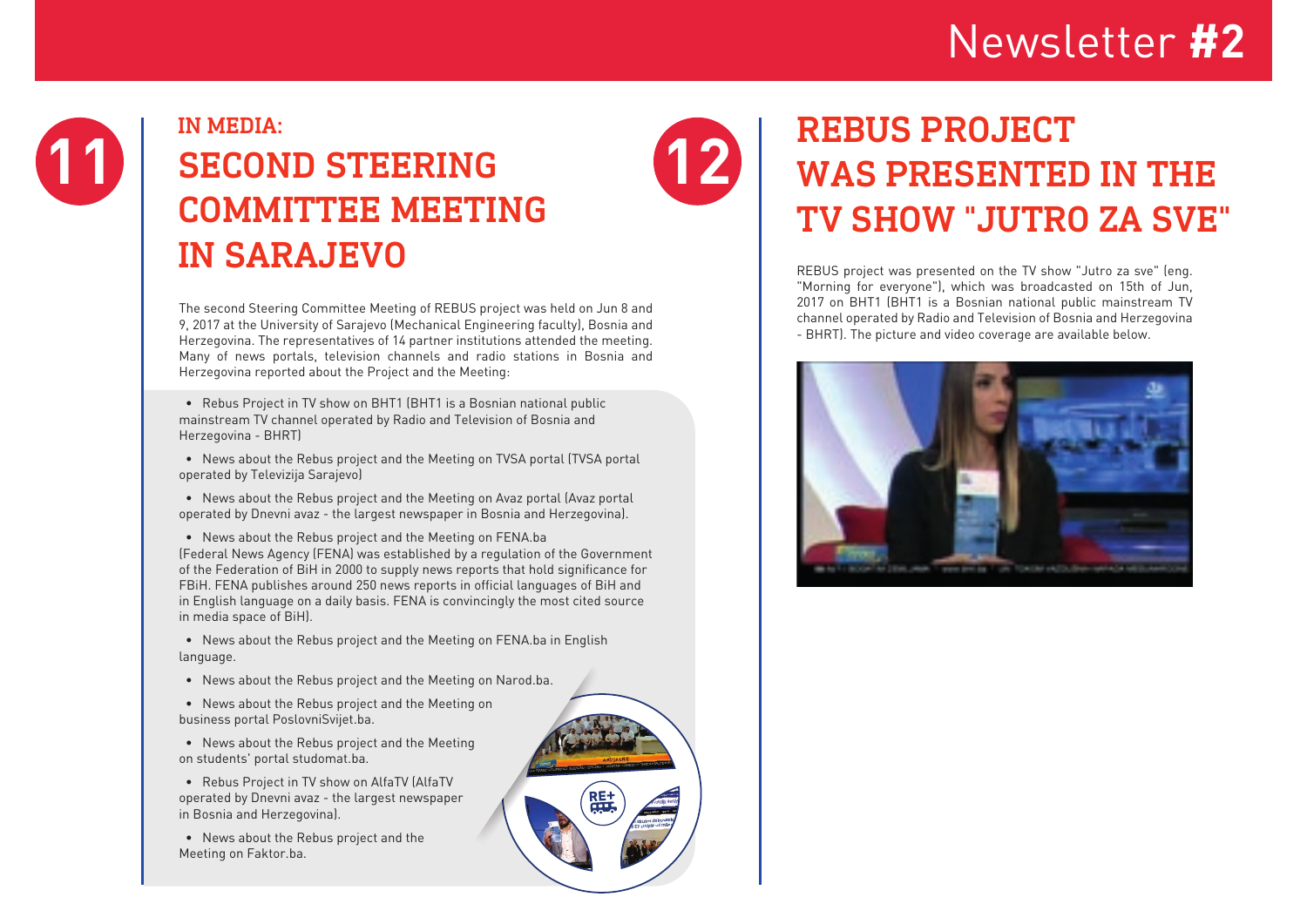## 11

### IN MEDIA:

# SECOND STEERING COMMITTEE MEETING IN SARAJEVO

The second Steering Committee Meeting of REBUS project was held on Jun 8 and 9, 2017 at the University of Sarajevo (Mechanical Engineering faculty), Bosnia and Herzegovina. The representatives of 14 partner institutions attended the meeting. Many of news portals, television channels and radio stations in Bosnia and Herzegovina reported about the Project and the Meeting:

- Rebus Project in TV show on BHT1 (BHT1 is a Bosnian national public mainstream TV channel operated by Radio and Television of Bosnia and Herzegovina - BHRT)
- News about the Rebus project and the Meeting on TVSA portal (TVSA portal operated by Televizija Sarajevo)
- News about the Rebus project and the Meeting on Avaz portal (Avaz portal operated by Dnevni avaz - the largest newspaper in Bosnia and Herzegovina).
- News about the Rebus project and the Meeting on FENA.ba (Federal News Agency (FENA) was established by a regulation of the Government of the Federation of BiH in 2000 to supply news reports that hold significance for FBiH. FENA publishes around 250 news reports in official languages of BiH and in English language on a daily basis. FENA is convincingly the most cited source in media space of BiH).
- News about the Rebus project and the Meeting on FENA.ba in English language.
- News about the Rebus project and the Meeting on Narod.ba.
- News about the Rebus project and the Meeting on business portal PoslovniSvijet.ba.
- News about the Rebus project and the Meeting on students' portal studomat.ba.
- Rebus Project in TV show on AlfaTV (AlfaTV operated by Dnevni avaz - the largest newspaper in Bosnia and Herzegovina).
- News about the Rebus project and the Meeting on Faktor.ba.

## 12

# REBUS PROJECT WAS PRESENTED IN THE TV SHOW "JUTRO ZA SVE"

REBUS project was presented on the TV show "Jutro za sve" (eng. "Morning for everyone"), which was broadcasted on 15th of Jun, 2017 on BHT1 (BHT1 is a Bosnian national public mainstream TV channel operated by Radio and Television of Bosnia and Herzegovina - BHRT). The picture and video coverage are available below.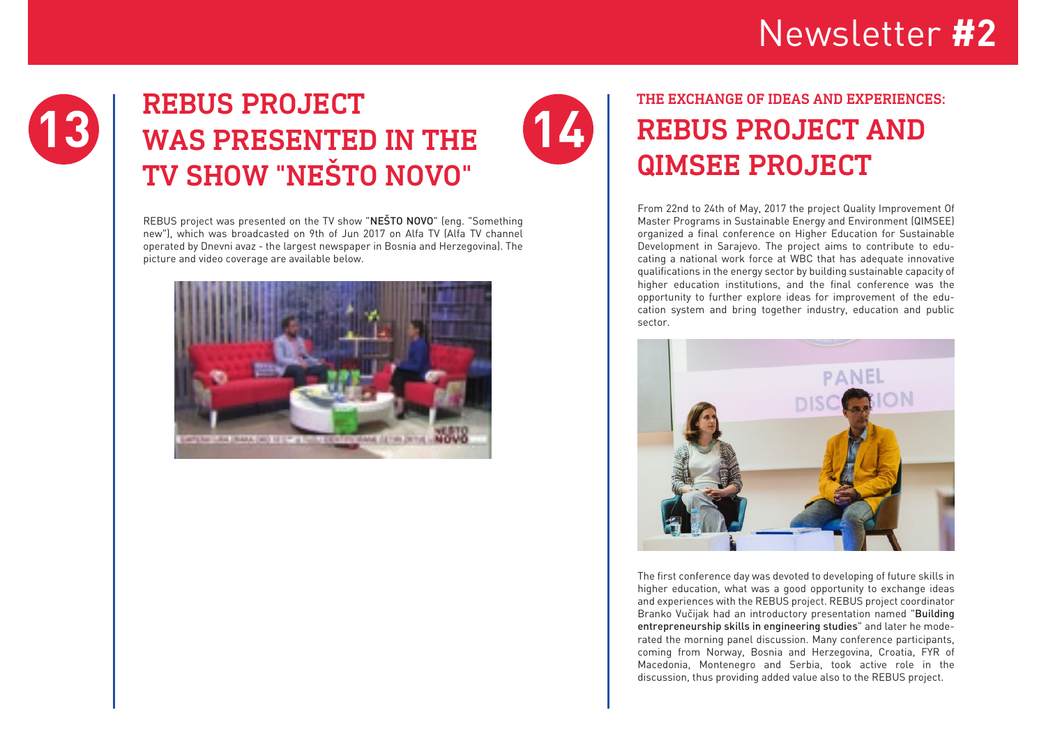## 13 REBUS PROJECT WAS PRESENTED IN THE TV SHOW "NEŠTO NOVO"

REBUS project was presented on the TV show "**NEŠTO NOVO**" (eng. "Something new"), which was broadcasted on 9th of Jun 2017 on Alfa TV (Alfa TV channel operated by Dnevni avaz - the largest newspaper in Bosnia and Herzegovina). The picture and video coverage are available below.

## 14 THE EXCHANGE OF IDEAS AND EXPERIENCES: REBUS PROJECT AND QIMSEE PROJECT

From 22nd to 24th of May, 2017 the project Quality Improvement Of Master Programs in Sustainable Energy and Environment (QIMSEE) organized a final conference on Higher Education for Sustainable Development in Sarajevo. The project aims to contribute to educating a national work force at WBC that has adequate innovative qualifications in the energy sector by building sustainable capacity of higher education institutions, and the final conference was the opportunity to further explore ideas for improvement of the education system and bring together industry, education and public sector.

The first conference day was devoted to developing of future skills in higher education, what was a good opportunity to exchange ideas and experiences with the REBUS project. REBUS project coordinator Branko Vučijak had an introductory presentation named "**Building entrepreneurship skills in engineering studies**" and later he moderated the morning panel discussion. Many conference participants, coming from Norway, Bosnia and Herzegovina, Croatia, FYR of Macedonia, Montenegro and Serbia, took active role in the discussion, thus providing added value also to the REBUS project.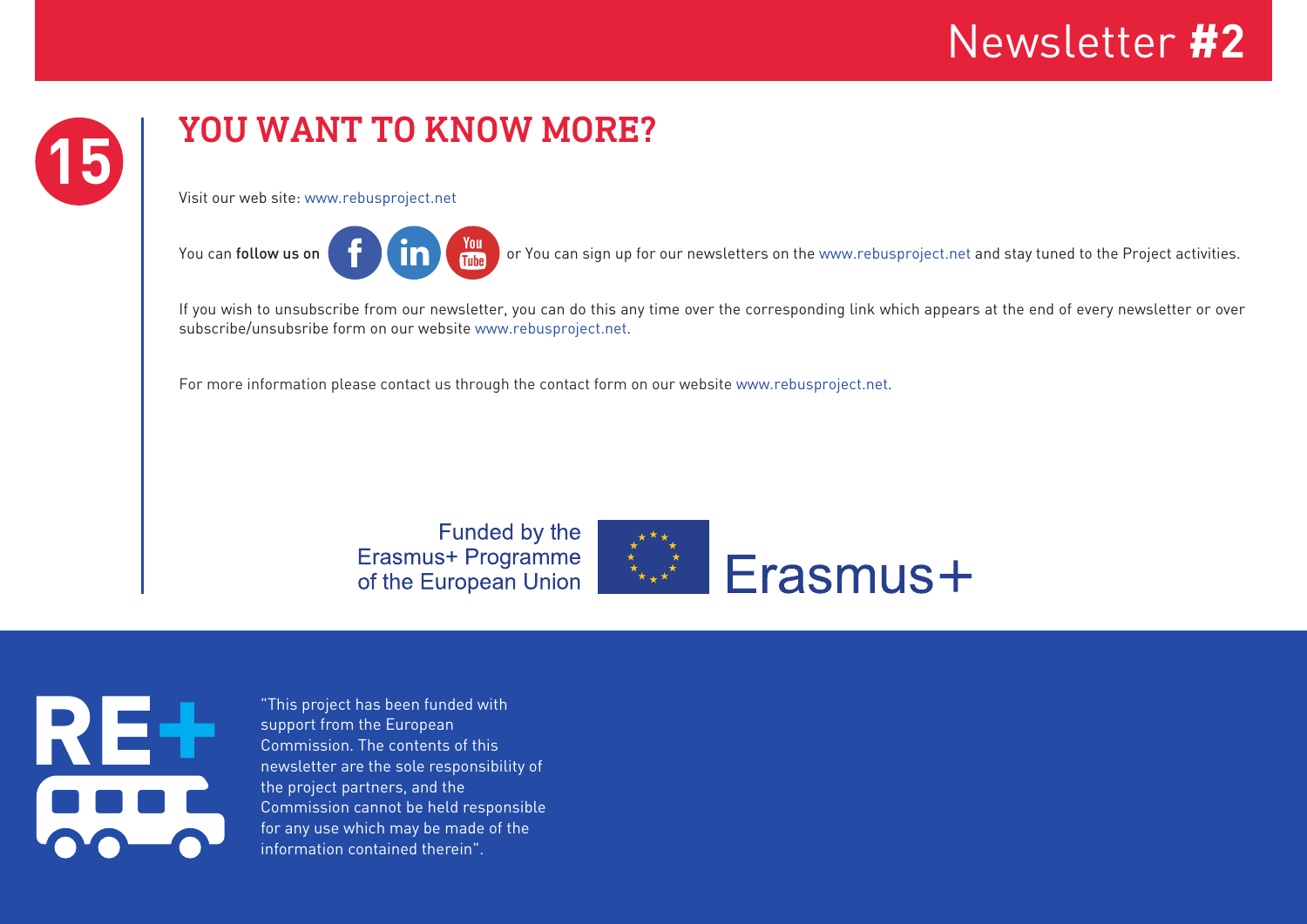# 15 YOU WANT TO KNOW MORE?

Visit our web site: www.rebusproject.net

You can **follow us on** or You can sign up for our newsletters on the www.rebusproject.net and stay tuned to the Project activities.

If you wish to unsubscribe from our newsletter, you can do this any time over the corresponding link which appears at the end of every newsletter or over subscribe/unsubsribe form on our website www.rebusproject.net.

For more information please contact us through the contact form on our website www.rebusproject.net.

Funded by the
Erasmus+ Programme
of the European Union

Erasmus+

"This project has been funded with support from the European Commission. The contents of this newsletter are the sole responsibility of the project partners, and the Commission cannot be held responsible for any use which may be made of the information contained therein".